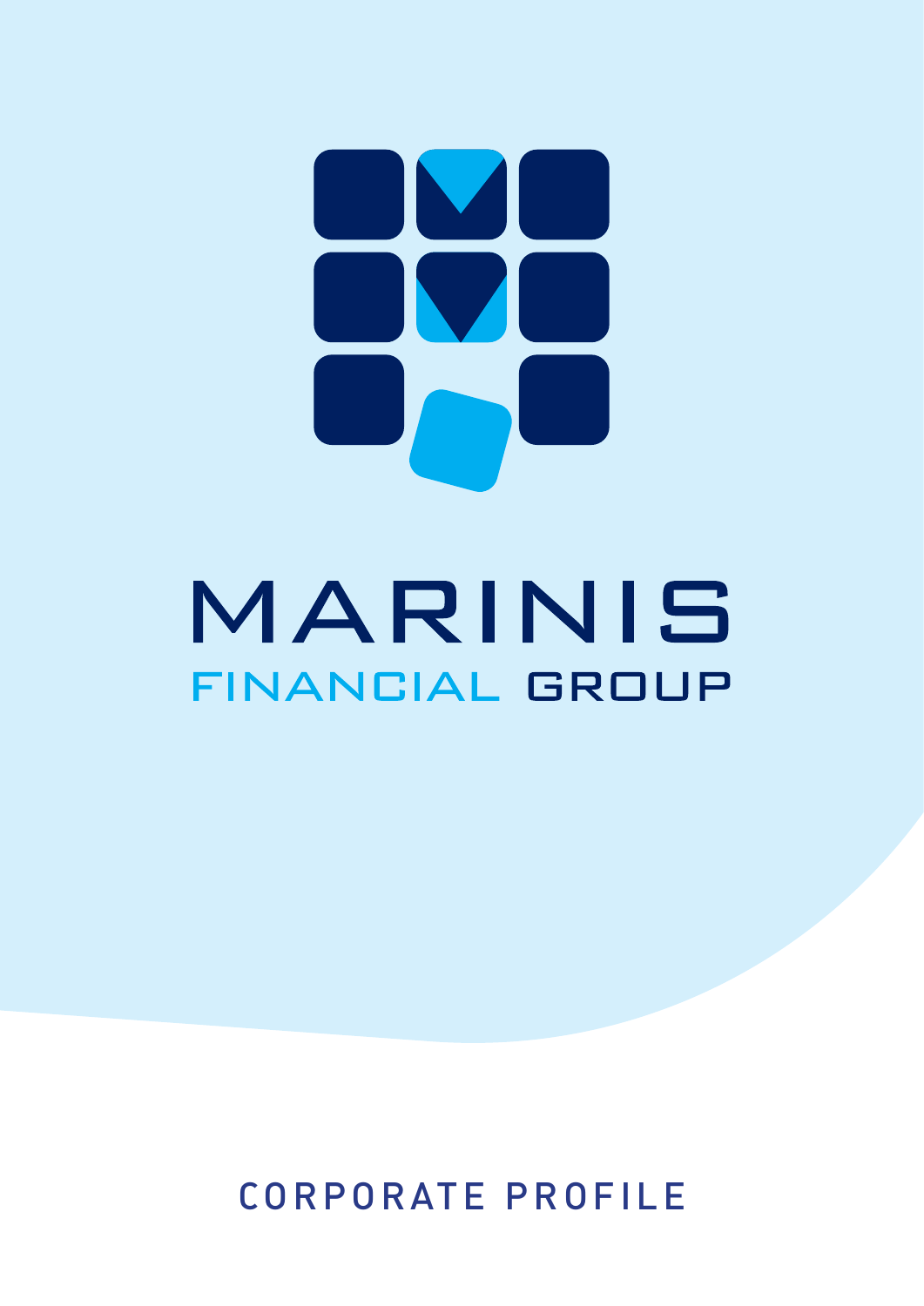# MARINIS

## FINANCIAL GROUP

CORPORATE PROFILE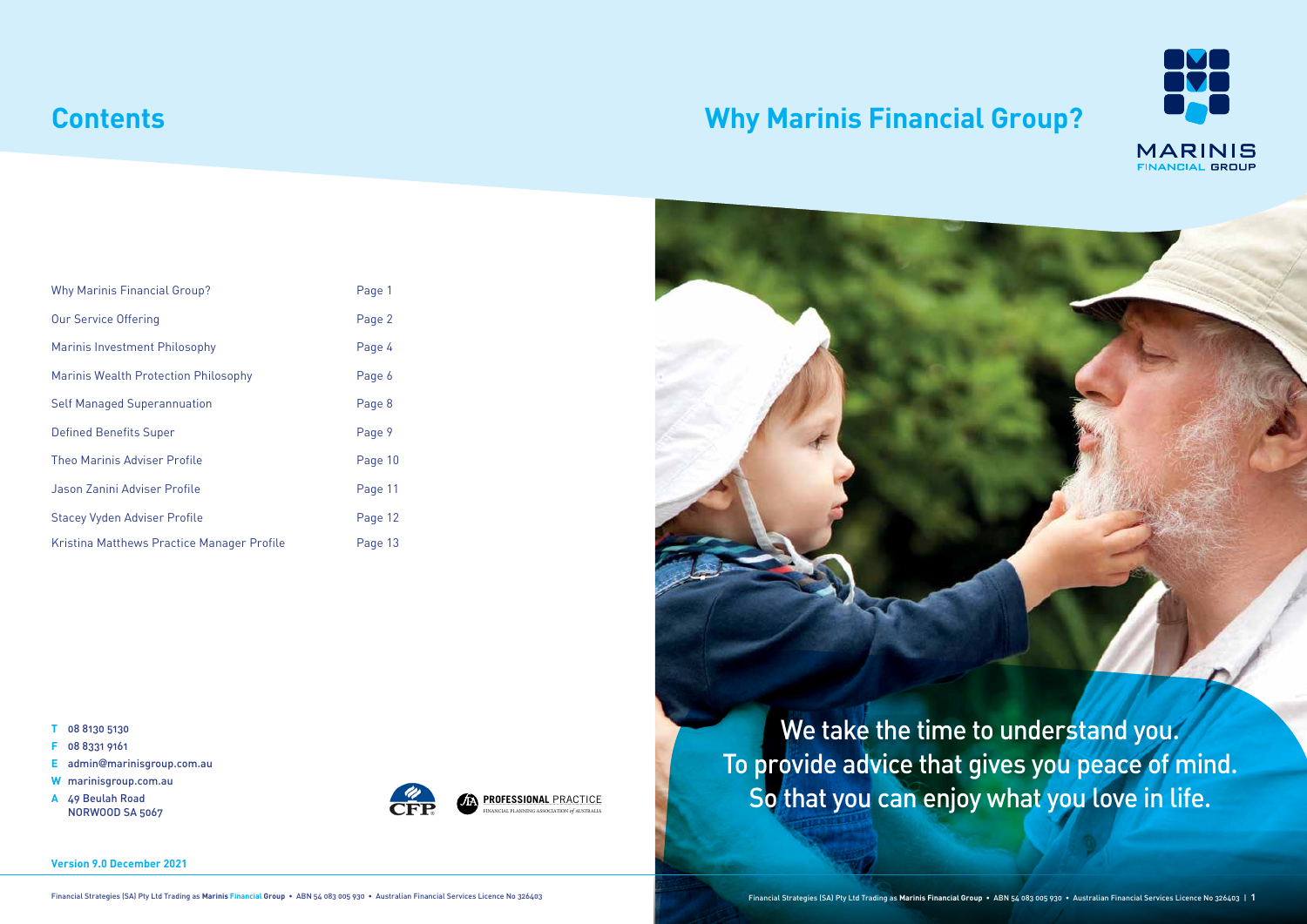# Contents

| | |
|---|---|
| Why Marinis Financial Group? | Page 1 |
| Our Service Offering | Page 2 |
| Marinis Investment Philosophy | Page 4 |
| Marinis Wealth Protection Philosophy | Page 6 |
| Self Managed Superannuation | Page 8 |
| Defined Benefits Super | Page 9 |
| Theo Marinis Adviser Profile | Page 10 |
| Jason Zanini Adviser Profile | Page 11 |
| Stacey Vyden Adviser Profile | Page 12 |
| Kristina Matthews Practice Manager Profile | Page 13 |

**T** 08 8130 5130
**F** 08 8331 9161
**E** admin@marinisgroup.com.au
**W** marinisgroup.com.au
**A** 49 Beulah Road
NORWOOD SA 5067

CFP

PROFESSIONAL PRACTICE
FINANCIAL PLANNING ASSOCIATION of AUSTRALIA

**Version 9.0 December 2021**

Financial Strategies (SA) Pty Ltd Trading as **Marinis Financial Group** • ABN 54 083 005 930 • Australian Financial Services Licence No 326403

# Why Marinis Financial Group?

MARINIS
FINANCIAL GROUP

We take the time to understand you.
To provide advice that gives you peace of mind.
So that you can enjoy what you love in life.

Financial Strategies (SA) Pty Ltd Trading as **Marinis Financial Group** • ABN 54 083 005 930 • Australian Financial Services Licence No 326403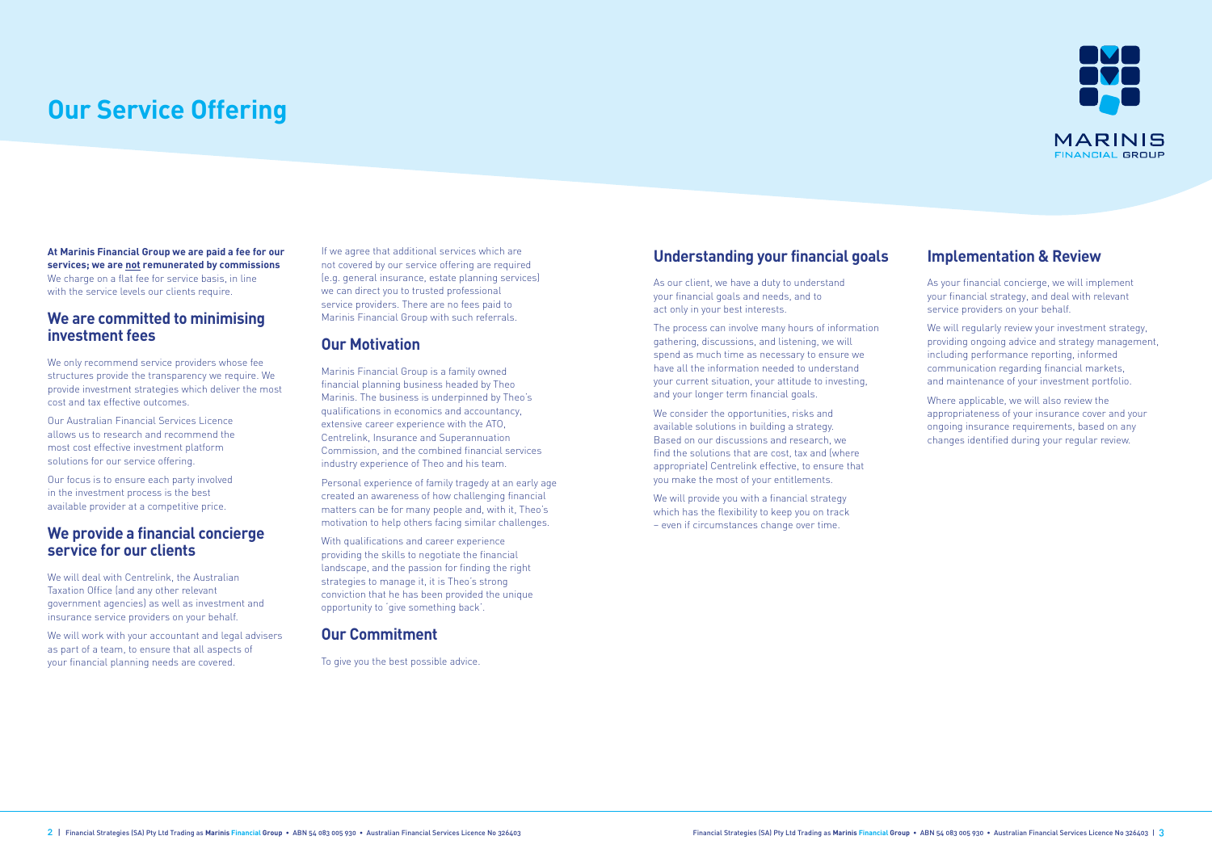# Our Service Offering

**At Marinis Financial Group we are paid a fee for our services; we are not remunerated by commissions** We charge on a flat fee for service basis, in line with the service levels our clients require.

## We are committed to minimising investment fees

We only recommend service providers whose fee structures provide the transparency we require. We provide investment strategies which deliver the most cost and tax effective outcomes.

Our Australian Financial Services Licence allows us to research and recommend the most cost effective investment platform solutions for our service offering.

Our focus is to ensure each party involved in the investment process is the best available provider at a competitive price.

## We provide a financial concierge service for our clients

We will deal with Centrelink, the Australian Taxation Office (and any other relevant government agencies) as well as investment and insurance service providers on your behalf.

We will work with your accountant and legal advisers as part of a team, to ensure that all aspects of your financial planning needs are covered.

If we agree that additional services which are not covered by our service offering are required (e.g. general insurance, estate planning services) we can direct you to trusted professional service providers. There are no fees paid to Marinis Financial Group with such referrals.

## Our Motivation

Marinis Financial Group is a family owned financial planning business headed by Theo Marinis. The business is underpinned by Theo's qualifications in economics and accountancy, extensive career experience with the ATO, Centrelink, Insurance and Superannuation Commission, and the combined financial services industry experience of Theo and his team.

Personal experience of family tragedy at an early age created an awareness of how challenging financial matters can be for many people and, with it, Theo's motivation to help others facing similar challenges.

With qualifications and career experience providing the skills to negotiate the financial landscape, and the passion for finding the right strategies to manage it, it is Theo's strong conviction that he has been provided the unique opportunity to 'give something back'.

## Our Commitment

To give you the best possible advice.

## Understanding your financial goals

As our client, we have a duty to understand your financial goals and needs, and to act only in your best interests.

The process can involve many hours of information gathering, discussions, and listening, we will spend as much time as necessary to ensure we have all the information needed to understand your current situation, your attitude to investing, and your longer term financial goals.

We consider the opportunities, risks and available solutions in building a strategy. Based on our discussions and research, we find the solutions that are cost, tax and (where appropriate) Centrelink effective, to ensure that you make the most of your entitlements.

We will provide you with a financial strategy which has the flexibility to keep you on track – even if circumstances change over time.

## Implementation & Review

As your financial concierge, we will implement your financial strategy, and deal with relevant service providers on your behalf.

We will regularly review your investment strategy, providing ongoing advice and strategy management, including performance reporting, informed communication regarding financial markets, and maintenance of your investment portfolio.

Where applicable, we will also review the appropriateness of your insurance cover and your ongoing insurance requirements, based on any changes identified during your regular review.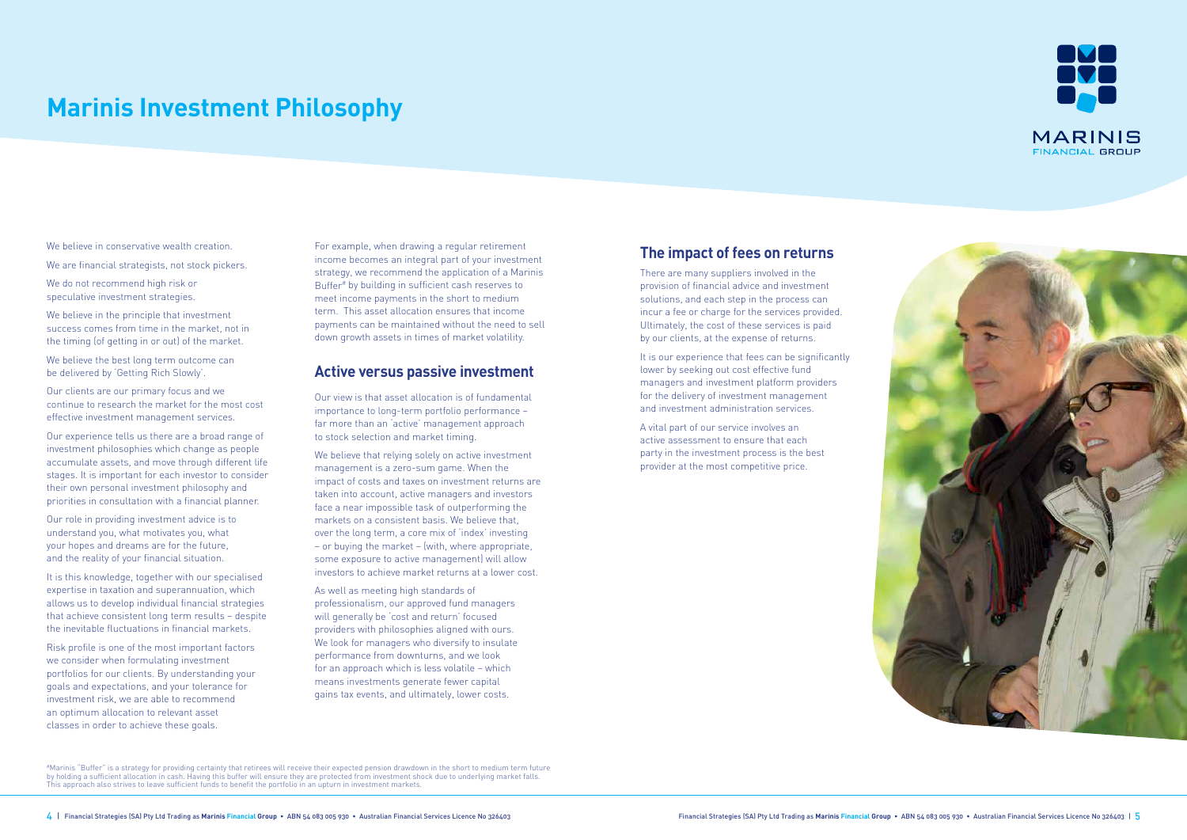# Marinis Investment Philosophy

We believe in conservative wealth creation.

We are financial strategists, not stock pickers.

We do not recommend high risk or speculative investment strategies.

We believe in the principle that investment success comes from time in the market, not in the timing (of getting in or out) of the market.

We believe the best long term outcome can be delivered by 'Getting Rich Slowly'.

Our clients are our primary focus and we continue to research the market for the most cost effective investment management services.

Our experience tells us there are a broad range of investment philosophies which change as people accumulate assets, and move through different life stages. It is important for each investor to consider their own personal investment philosophy and priorities in consultation with a financial planner.

Our role in providing investment advice is to understand you, what motivates you, what your hopes and dreams are for the future, and the reality of your financial situation.

It is this knowledge, together with our specialised expertise in taxation and superannuation, which allows us to develop individual financial strategies that achieve consistent long term results – despite the inevitable fluctuations in financial markets.

Risk profile is one of the most important factors we consider when formulating investment portfolios for our clients. By understanding your goals and expectations, and your tolerance for investment risk, we are able to recommend an optimum allocation to relevant asset classes in order to achieve these goals.

For example, when drawing a regular retirement income becomes an integral part of your investment strategy, we recommend the application of a Marinis Buffer# by building in sufficient cash reserves to meet income payments in the short to medium term. This asset allocation ensures that income payments can be maintained without the need to sell down growth assets in times of market volatility.

## Active versus passive investment

Our view is that asset allocation is of fundamental importance to long-term portfolio performance – far more than an 'active' management approach to stock selection and market timing.

We believe that relying solely on active investment management is a zero-sum game. When the impact of costs and taxes on investment returns are taken into account, active managers and investors face a near impossible task of outperforming the markets on a consistent basis. We believe that, over the long term, a core mix of 'index' investing – or buying the market – (with, where appropriate, some exposure to active management) will allow investors to achieve market returns at a lower cost.

As well as meeting high standards of professionalism, our approved fund managers will generally be 'cost and return' focused providers with philosophies aligned with ours. We look for managers who diversify to insulate performance from downturns, and we look for an approach which is less volatile – which means investments generate fewer capital gains tax events, and ultimately, lower costs.

## The impact of fees on returns

There are many suppliers involved in the provision of financial advice and investment solutions, and each step in the process can incur a fee or charge for the services provided. Ultimately, the cost of these services is paid by our clients, at the expense of returns.

It is our experience that fees can be significantly lower by seeking out cost effective fund managers and investment platform providers for the delivery of investment management and investment administration services.

A vital part of our service involves an active assessment to ensure that each party in the investment process is the best provider at the most competitive price.

#Marinis "Buffer" is a strategy for providing certainty that retirees will receive their expected pension drawdown in the short to medium term future by holding a sufficient allocation in cash. Having this buffer will ensure they are protected from investment shock due to underlying market falls. This approach also strives to leave sufficient funds to benefit the portfolio in an upturn in investment markets.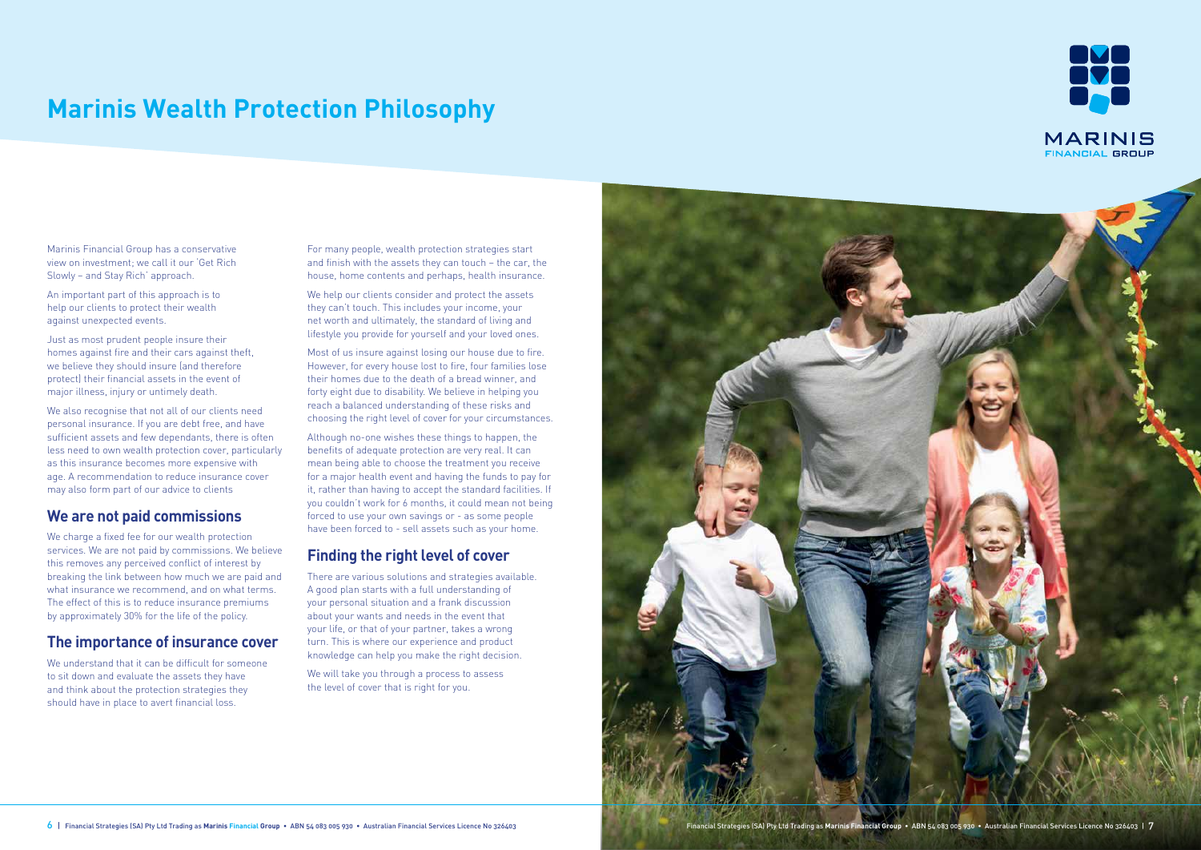# Marinis Wealth Protection Philosophy

Marinis Financial Group has a conservative view on investment; we call it our 'Get Rich Slowly – and Stay Rich' approach.

An important part of this approach is to help our clients to protect their wealth against unexpected events.

Just as most prudent people insure their homes against fire and their cars against theft, we believe they should insure (and therefore protect) their financial assets in the event of major illness, injury or untimely death.

We also recognise that not all of our clients need personal insurance. If you are debt free, and have sufficient assets and few dependants, there is often less need to own wealth protection cover, particularly as this insurance becomes more expensive with age. A recommendation to reduce insurance cover may also form part of our advice to clients

## We are not paid commissions

We charge a fixed fee for our wealth protection services. We are not paid by commissions. We believe this removes any perceived conflict of interest by breaking the link between how much we are paid and what insurance we recommend, and on what terms. The effect of this is to reduce insurance premiums by approximately 30% for the life of the policy.

## The importance of insurance cover

We understand that it can be difficult for someone to sit down and evaluate the assets they have and think about the protection strategies they should have in place to avert financial loss.

For many people, wealth protection strategies start and finish with the assets they can touch – the car, the house, home contents and perhaps, health insurance.

We help our clients consider and protect the assets they can't touch. This includes your income, your net worth and ultimately, the standard of living and lifestyle you provide for yourself and your loved ones.

Most of us insure against losing our house due to fire. However, for every house lost to fire, four families lose their homes due to the death of a bread winner, and forty eight due to disability. We believe in helping you reach a balanced understanding of these risks and choosing the right level of cover for your circumstances.

Although no-one wishes these things to happen, the benefits of adequate protection are very real. It can mean being able to choose the treatment you receive for a major health event and having the funds to pay for it, rather than having to accept the standard facilities. If you couldn't work for 6 months, it could mean not being forced to use your own savings or - as some people have been forced to - sell assets such as your home.

## Finding the right level of cover

There are various solutions and strategies available. A good plan starts with a full understanding of your personal situation and a frank discussion about your wants and needs in the event that your life, or that of your partner, takes a wrong turn. This is where our experience and product knowledge can help you make the right decision.

We will take you through a process to assess the level of cover that is right for you.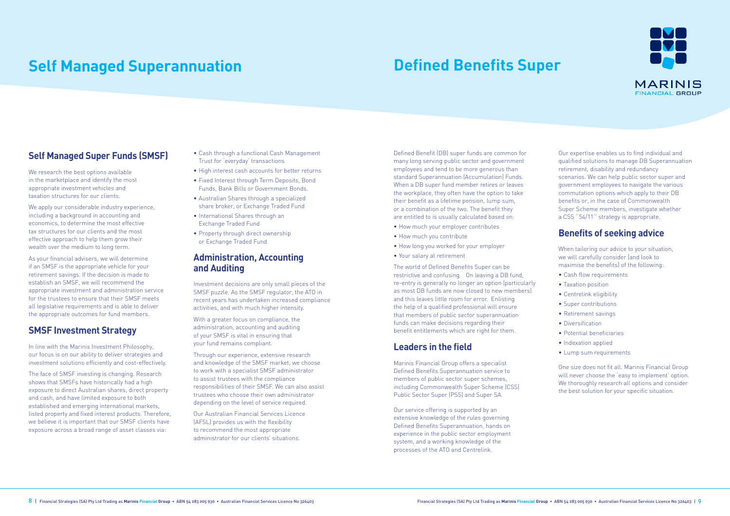# Self Managed Superannuation

## Self Managed Super Funds (SMSF)

We research the best options available in the marketplace and identify the most appropriate investment vehicles and taxation structures for our clients.

We apply our considerable industry experience, including a background in accounting and economics, to determine the most effective tax structures for our clients and the most effective approach to help them grow their wealth over the medium to long term.

As your financial advisers, we will determine if an SMSF is the appropriate vehicle for your retirement savings. If the decision is made to establish an SMSF, we will recommend the appropriate investment and administration service for the trustees to ensure that their SMSF meets all legislative requirements and is able to deliver the appropriate outcomes for fund members.

## SMSF Investment Strategy

In line with the Marinis Investment Philosophy, our focus is on our ability to deliver strategies and investment solutions efficiently and cost-effectively.

The face of SMSF investing is changing. Research shows that SMSFs have historically had a high exposure to direct Australian shares, direct property and cash, and have limited exposure to both established and emerging international markets, listed property and fixed interest products. Therefore, we believe it is important that our SMSF clients have exposure across a broad range of asset classes via:

- Cash through a functional Cash Management Trust for 'everyday' transactions
- High interest cash accounts for better returns
- Fixed Interest through Term Deposits, Bond Funds, Bank Bills or Government Bonds.
- Australian Shares through a specialized share broker, or Exchange Traded Fund
- International Shares through an Exchange Traded Fund
- Property through direct ownership or Exchange Traded Fund

## Administration, Accounting and Auditing

Investment decisions are only small pieces of the SMSF puzzle. As the SMSF regulator, the ATO in recent years has undertaken increased compliance activities, and with much higher intensity.

With a greater focus on compliance, the administration, accounting and auditing of your SMSF is vital in ensuring that your fund remains compliant.

Through our experience, extensive research and knowledge of the SMSF market, we choose to work with a specialist SMSF administrator to assist trustees with the compliance responsibilities of their SMSF. We can also assist trustees who choose their own administrator depending on the level of service required.

Our Australian Financial Services Licence (AFSL) provides us with the flexibility to recommend the most appropriate administrator for our clients' situations.

# Defined Benefits Super

Defined Benefit (DB) super funds are common for many long serving public sector and government employees and tend to be more generous than standard Superannuation (Accumulation) Funds. When a DB super fund member retires or leaves the workplace, they often have the option to take their benefit as a lifetime pension, lump sum, or a combination of the two. The benefit they are entitled to is usually calculated based on:

- How much your employer contributes
- How much you contribute
- How long you worked for your employer
- Your salary at retirement

The world of Defined Benefits Super can be restrictive and confusing. On leaving a DB fund, re-entry is generally no longer an option (particularly as most DB funds are now closed to new members) and this leaves little room for error. Enlisting the help of a qualified professional will ensure that members of public sector superannuation funds can make decisions regarding their benefit entitlements which are right for them.

## Leaders in the field

Marinis Financial Group offers a specialist Defined Benefits Superannuation service to members of public sector super schemes, including Commonwealth Super Scheme (CSS) Public Sector Super (PSS) and Super SA.

Our service offering is supported by an extensive knowledge of the rules governing Defined Benefits Superannuation, hands on experience in the public sector employment system, and a working knowledge of the processes of the ATO and Centrelink.

Our expertise enables us to find individual and qualified solutions to manage DB Superannuation retirement, disability and redundancy scenarios. We can help public sector super and government employees to navigate the various commutation options which apply to their DB benefits or, in the case of Commonwealth Super Scheme members, investigate whether a CSS "54/11" strategy is appropriate.

## Benefits of seeking advice

When tailoring our advice to your situation, we will carefully consider (and look to maximise the benefits) of the following:

- Cash flow requirements
- Taxation position
- Centrelink eligibility
- Super contributions
- Retirement savings
- Diversification
- Potential beneficiaries
- Indexation applied
- Lump sum requirements

One size does not fit all. Marinis Financial Group will never choose the 'easy to implement' option. We thoroughly research all options and consider the best solution for your specific situation.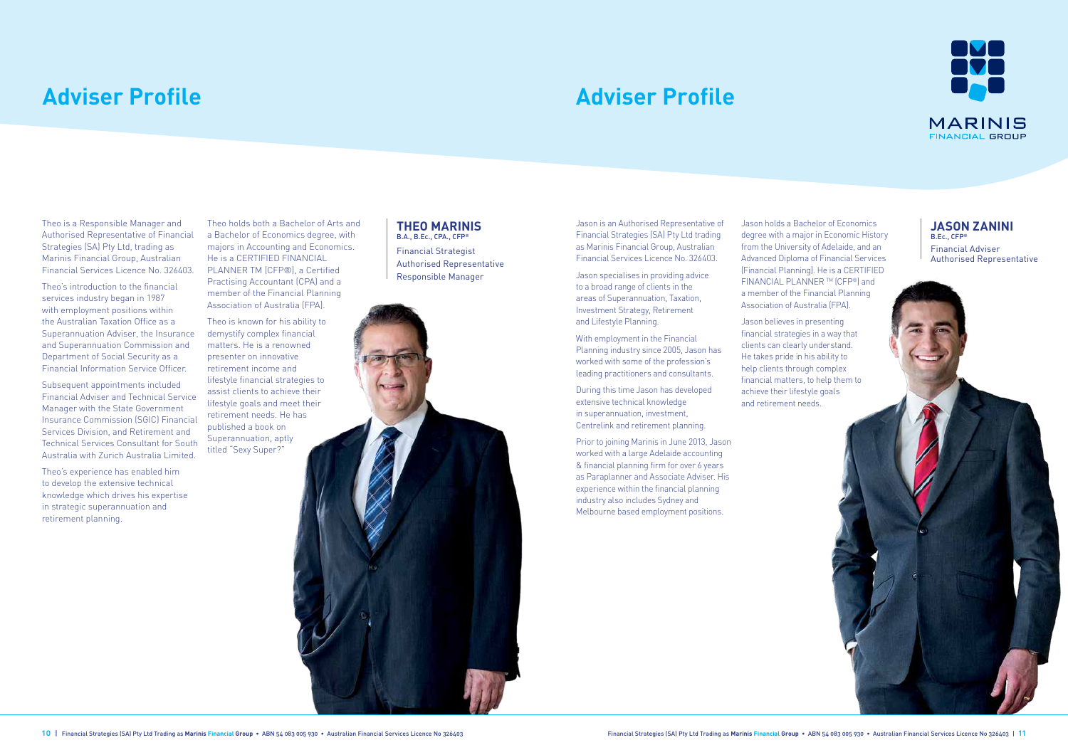## Adviser Profile

### THEO MARINIS

B.A., B.Ec., CPA., CFP®

Financial Strategist
Authorised Representative
Responsible Manager

Theo is a Responsible Manager and Authorised Representative of Financial Strategies (SA) Pty Ltd, trading as Marinis Financial Group, Australian Financial Services Licence No. 326403.

Theo's introduction to the financial services industry began in 1987 with employment positions within the Australian Taxation Office as a Superannuation Adviser, the Insurance and Superannuation Commission and Department of Social Security as a Financial Information Service Officer.

Subsequent appointments included Financial Adviser and Technical Service Manager with the State Government Insurance Commission (SGIC) Financial Services Division, and Retirement and Technical Services Consultant for South Australia with Zurich Australia Limited.

Theo's experience has enabled him to develop the extensive technical knowledge which drives his expertise in strategic superannuation and retirement planning.

Theo holds both a Bachelor of Arts and a Bachelor of Economics degree, with majors in Accounting and Economics. He is a CERTIFIED FINANCIAL PLANNER TM (CFP®), a Certified Practising Accountant (CPA) and a member of the Financial Planning Association of Australia (FPA).

Theo is known for his ability to demystify complex financial matters. He is a renowned presenter on innovative retirement income and lifestyle financial strategies to assist clients to achieve their lifestyle goals and meet their retirement needs. He has published a book on Superannuation, aptly titled "Sexy Super?"

## Adviser Profile

### JASON ZANINI

B.Ec., CFP®

Financial Adviser
Authorised Representative

Jason is an Authorised Representative of Financial Strategies (SA) Pty Ltd trading as Marinis Financial Group, Australian Financial Services Licence No. 326403.

Jason specialises in providing advice to a broad range of clients in the areas of Superannuation, Taxation, Investment Strategy, Retirement and Lifestyle Planning.

With employment in the Financial Planning industry since 2005, Jason has worked with some of the profession's leading practitioners and consultants.

During this time Jason has developed extensive technical knowledge in superannuation, investment, Centrelink and retirement planning.

Prior to joining Marinis in June 2013, Jason worked with a large Adelaide accounting & financial planning firm for over 6 years as Paraplanner and Associate Adviser. His experience within the financial planning industry also includes Sydney and Melbourne based employment positions.

Jason holds a Bachelor of Economics degree with a major in Economic History from the University of Adelaide, and an Advanced Diploma of Financial Services (Financial Planning). He is a CERTIFIED FINANCIAL PLANNER ™ (CFP®) and a member of the Financial Planning Association of Australia (FPA).

Jason believes in presenting financial strategies in a way that clients can clearly understand. He takes pride in his ability to help clients through complex financial matters, to help them to achieve their lifestyle goals and retirement needs.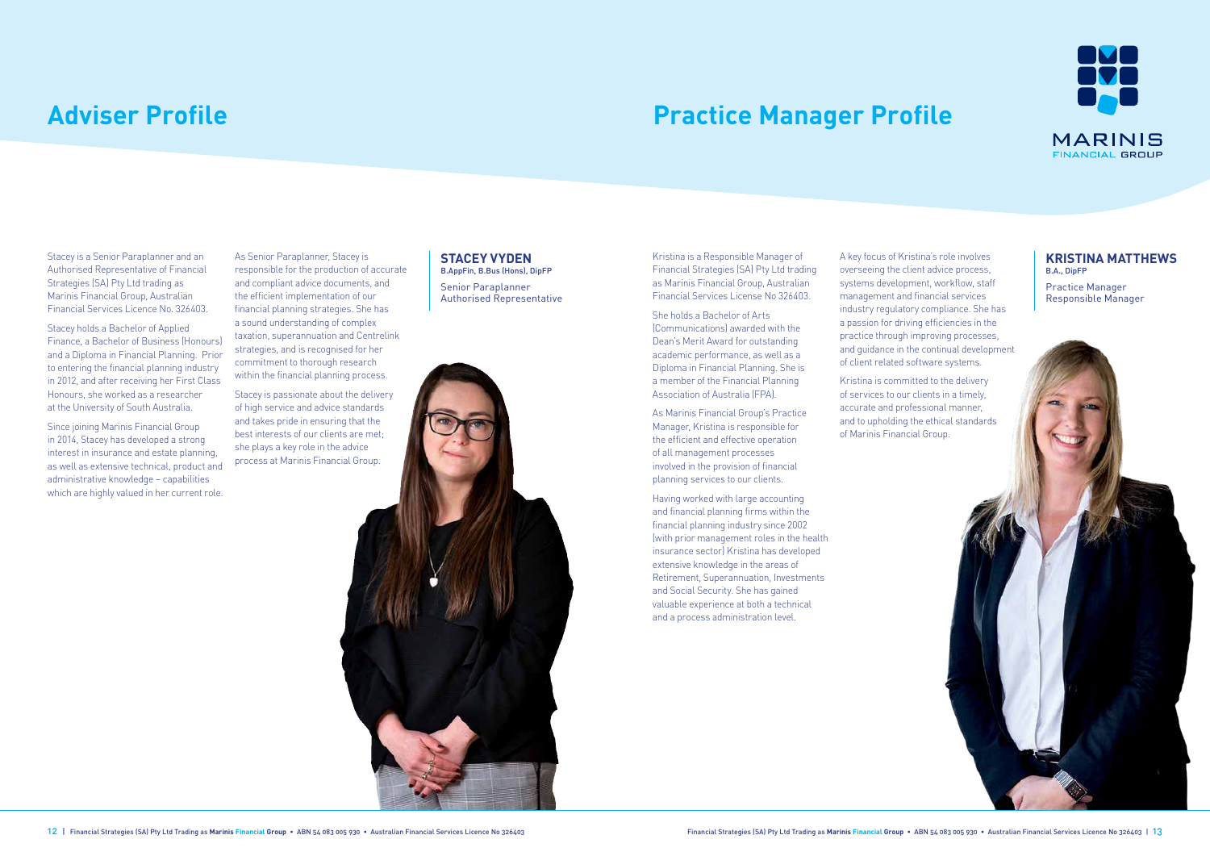# Adviser Profile

### STACEY VYDEN
**B.AppFin, B.Bus (Hons), DipFP**

Senior Paraplanner
Authorised Representative

Stacey is a Senior Paraplanner and an Authorised Representative of Financial Strategies (SA) Pty Ltd trading as Marinis Financial Group, Australian Financial Services Licence No. 326403.

Stacey holds a Bachelor of Applied Finance, a Bachelor of Business (Honours) and a Diploma in Financial Planning. Prior to entering the financial planning industry in 2012, and after receiving her First Class Honours, she worked as a researcher at the University of South Australia.

Since joining Marinis Financial Group in 2014, Stacey has developed a strong interest in insurance and estate planning, as well as extensive technical, product and administrative knowledge – capabilities which are highly valued in her current role.

As Senior Paraplanner, Stacey is responsible for the production of accurate and compliant advice documents, and the efficient implementation of our financial planning strategies. She has a sound understanding of complex taxation, superannuation and Centrelink strategies, and is recognised for her commitment to thorough research within the financial planning process.

Stacey is passionate about the delivery of high service and advice standards and takes pride in ensuring that the best interests of our clients are met; she plays a key role in the advice process at Marinis Financial Group.

# Practice Manager Profile

### KRISTINA MATTHEWS
**B.A., DipFP**

Practice Manager
Responsible Manager

Kristina is a Responsible Manager of Financial Strategies (SA) Pty Ltd trading as Marinis Financial Group, Australian Financial Services License No 326403.

She holds a Bachelor of Arts (Communications) awarded with the Dean's Merit Award for outstanding academic performance, as well as a Diploma in Financial Planning. She is a member of the Financial Planning Association of Australia (FPA).

As Marinis Financial Group's Practice Manager, Kristina is responsible for the efficient and effective operation of all management processes involved in the provision of financial planning services to our clients.

Having worked with large accounting and financial planning firms within the financial planning industry since 2002 (with prior management roles in the health insurance sector) Kristina has developed extensive knowledge in the areas of Retirement, Superannuation, Investments and Social Security. She has gained valuable experience at both a technical and a process administration level.

A key focus of Kristina's role involves overseeing the client advice process, systems development, workflow, staff management and financial services industry regulatory compliance. She has a passion for driving efficiencies in the practice through improving processes, and guidance in the continual development of client related software systems.

Kristina is committed to the delivery of services to our clients in a timely, accurate and professional manner, and to upholding the ethical standards of Marinis Financial Group.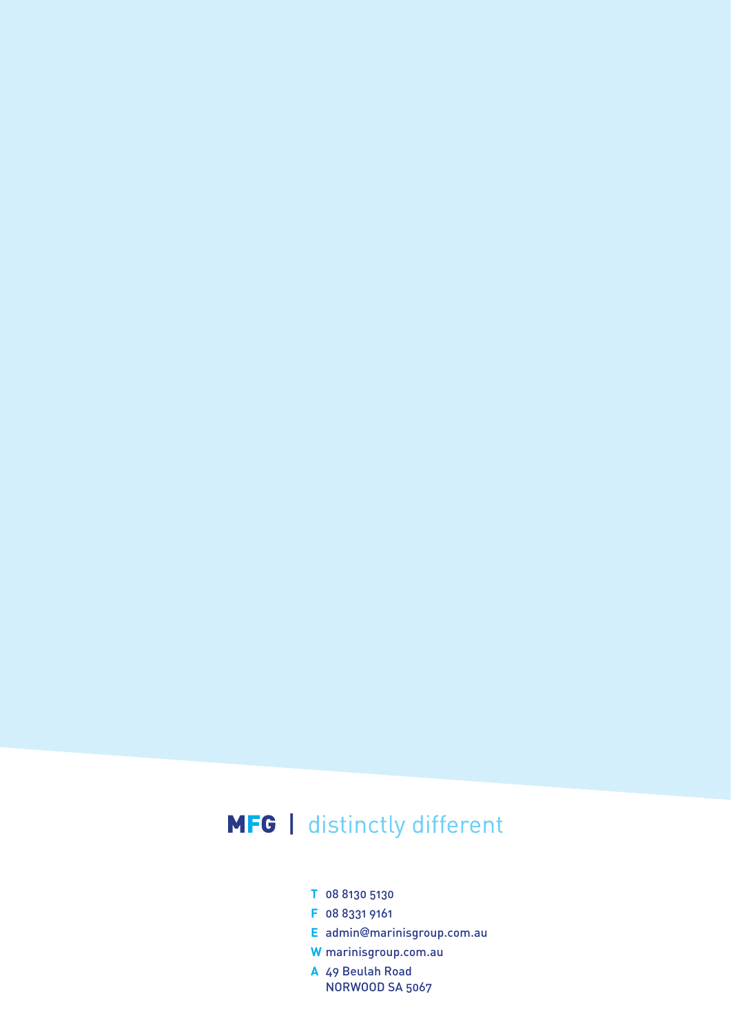**MFG** | distinctly different

**T** 08 8130 5130
**F** 08 8331 9161
**E** admin@marinisgroup.com.au
**W** marinisgroup.com.au
**A** 49 Beulah Road
NORWOOD SA 5067